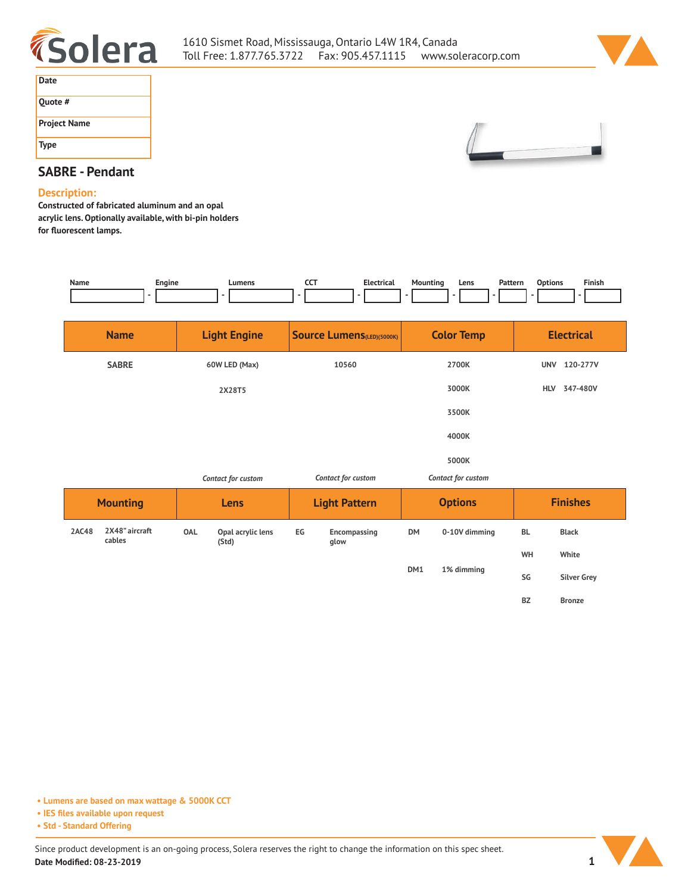1610 Sismet Road, Mississauga, Ontario L4W 1R4, Canada
Toll Free: 1.877.765.3722    Fax: 905.457.1115    www.soleracorp.com

| Date | |
|---|---|
| Quote # | |
| Project Name | |
| Type | |

## SABRE - Pendant

**Description:**

**Constructed of fabricated aluminum and an opal acrylic lens. Optionally available, with bi-pin holders for fluorescent lamps.**

| Name | Engine | Lumens | CCT | Electrical | Mounting | Lens | Pattern | Options | Finish |
|---|---|---|---|---|---|---|---|---|---|
| | | | | | | | | | |

| Name | Light Engine | Source Lumens (LED)(5000K) | Color Temp | Electrical |
|---|---|---|---|---|
| SABRE | 60W LED (Max) | 10560 | 2700K | UNV 120-277V |
| | 2X28T5 | | 3000K | HLV 347-480V |
| | | | 3500K | |
| | | | 4000K | |
| | | | 5000K | |
| | *Contact for custom* | *Contact for custom* | *Contact for custom* | |

| Mounting | | Lens | | Light Pattern | | Options | | Finishes | |
|---|---|---|---|---|---|---|---|---|---|
| 2AC48 | 2X48" aircraft cables | OAL | Opal acrylic lens (Std) | EG | Encompassing glow | DM | 0-10V dimming | BL | Black |
| | | | | | | | | WH | White |
| | | | | | | DM1 | 1% dimming | SG | Silver Grey |
| | | | | | | | | BZ | Bronze |

- Lumens are based on max wattage & 5000K CCT
- IES files available upon request
- Std - Standard Offering

Since product development is an on-going process, Solera reserves the right to change the information on this spec sheet.
**Date Modified: 08-23-2019**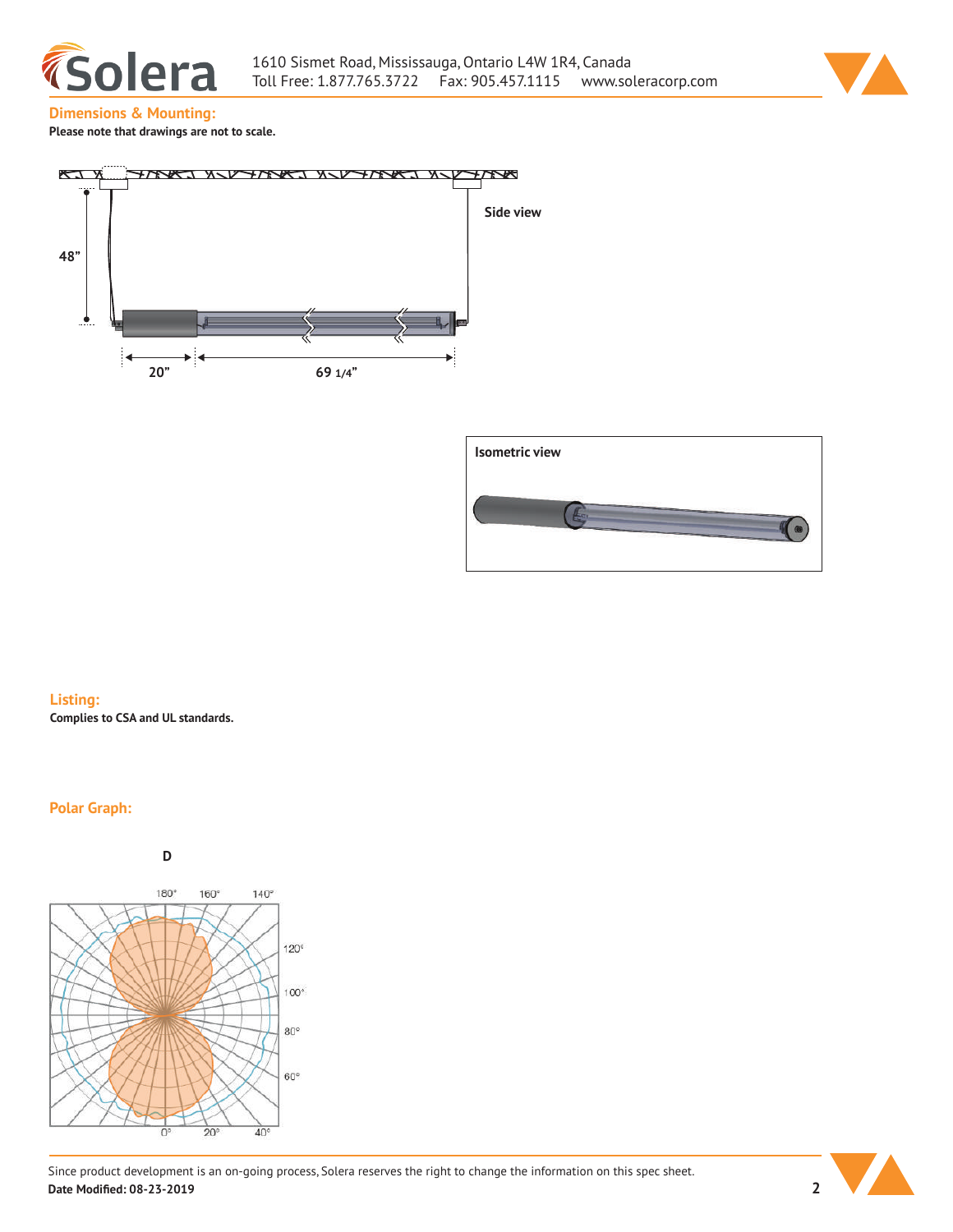1610 Sismet Road, Mississauga, Ontario L4W 1R4, Canada
Toll Free: 1.877.765.3722 Fax: 905.457.1115 www.soleracorp.com

## Dimensions & Mounting:

**Please note that drawings are not to scale.**

Side view

48”

20”

69 1/4”

Isometric view

## Listing:

**Complies to CSA and UL standards.**

## Polar Graph:

D

180° 160° 140°

120°

100°

80°

60°

0° 20° 40°

Since product development is an on-going process, Solera reserves the right to change the information on this spec sheet.

**Date Modified: 08-23-2019**